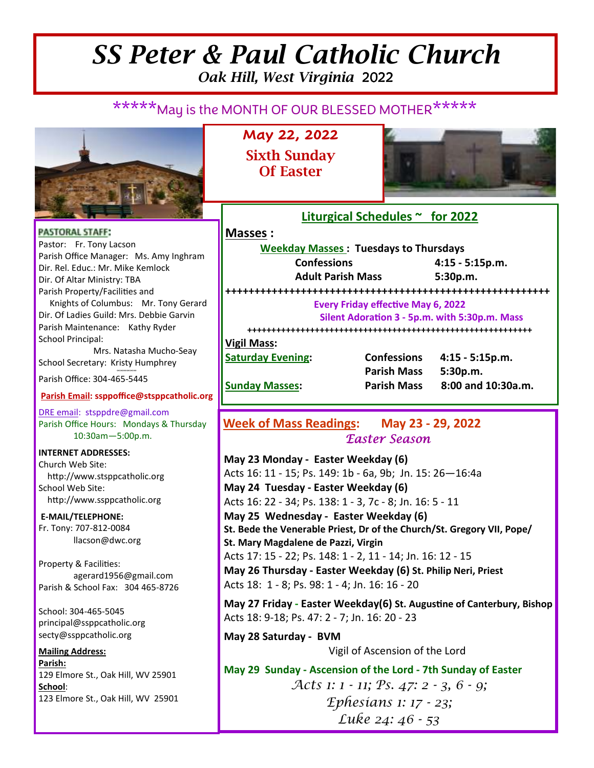# SS Peter & Paul Catholic Church

*Oak Hill, West Virginia* 2022

\*\*\*\*\*May is the MONTH OF OUR BLESSED MOTHER\*\*\*\*\*

## *May 22, 2022*

## Sixth Sunday Of Easter

**PASTORAL STAFF:**

Pastor: Fr. Tony Lacson
Parish Office Manager: Ms. Amy Inghram
Dir. Rel. Educ.: Mr. Mike Kemlock
Dir. Of Altar Ministry: TBA
Parish Property/Facilities and Knights of Columbus: Mr. Tony Gerard
Dir. Of Ladies Guild: Mrs. Debbie Garvin
Parish Maintenance: Kathy Ryder
School Principal: Mrs. Natasha Mucho-Seay
School Secretary: Kristy Humphrey

Parish Office: 304-465-5445

**Parish Email: ssppoffice@stsppcatholic.org**

DRE email: stsppdre@gmail.com
Parish Office Hours: Mondays & Thursday 10:30am—5:00p.m.

**INTERNET ADDRESSES:**
Church Web Site: http://www.stsppcatholic.org
School Web Site: http://www.ssppcatholic.org

**E-MAIL/TELEPHONE:**
Fr. Tony: 707-812-0084
llacson@dwc.org

Property & Facilities: agerard1956@gmail.com
Parish & School Fax: 304 465-8726

School: 304-465-5045
principal@ssppcatholic.org
secty@ssppcatholic.org

**Mailing Address:**
**Parish:**
129 Elmore St., Oak Hill, WV 25901
**School**:
123 Elmore St., Oak Hill, WV 25901

## Liturgical Schedules ~ for 2022

**Masses :**

**Weekday Masses : Tuesdays to Thursdays**

| | |
|---|---|
| **Confessions** | **4:15 - 5:15p.m.** |
| **Adult Parish Mass** | **5:30p.m.** |

++++++++++++++++++++++++++++++++++++++++++++++++++++++++++

**Every Friday effective May 6, 2022**
**Silent Adoration 3 - 5p.m. with 5:30p.m. Mass**

++++++++++++++++++++++++++++++++++++++++++++++++++++++++++

**Vigil Mass:**

| | | |
|---|---|---|
| **Saturday Evening:** | **Confessions** | **4:15 - 5:15p.m.** |
| | **Parish Mass** | **5:30p.m.** |
| **Sunday Masses:** | **Parish Mass** | **8:00 and 10:30a.m.** |

## Week of Mass Readings: May 23 - 29, 2022

*Easter Season*

**May 23 Monday - Easter Weekday (6)**
Acts 16: 11 - 15; Ps. 149: 1b - 6a, 9b; Jn. 15: 26—16:4a

**May 24 Tuesday - Easter Weekday (6)**
Acts 16: 22 - 34; Ps. 138: 1 - 3, 7c - 8; Jn. 16: 5 - 11

**May 25 Wednesday - Easter Weekday (6)**
**St. Bede the Venerable Priest, Dr of the Church/St. Gregory VII, Pope/ St. Mary Magdalene de Pazzi, Virgin**
Acts 17: 15 - 22; Ps. 148: 1 - 2, 11 - 14; Jn. 16: 12 - 15

**May 26 Thursday - Easter Weekday (6) St. Philip Neri, Priest**
Acts 18: 1 - 8; Ps. 98: 1 - 4; Jn. 16: 16 - 20

**May 27 Friday - Easter Weekday(6) St. Augustine of Canterbury, Bishop**
Acts 18: 9-18; Ps. 47: 2 - 7; Jn. 16: 20 - 23

**May 28 Saturday - BVM**
Vigil of Ascension of the Lord

**May 29 Sunday - Ascension of the Lord - 7th Sunday of Easter**
*Acts 1: 1 - 11; Ps. 47: 2 - 3, 6 - 9;*
*Ephesians 1: 17 - 23;*
*Luke 24: 46 - 53*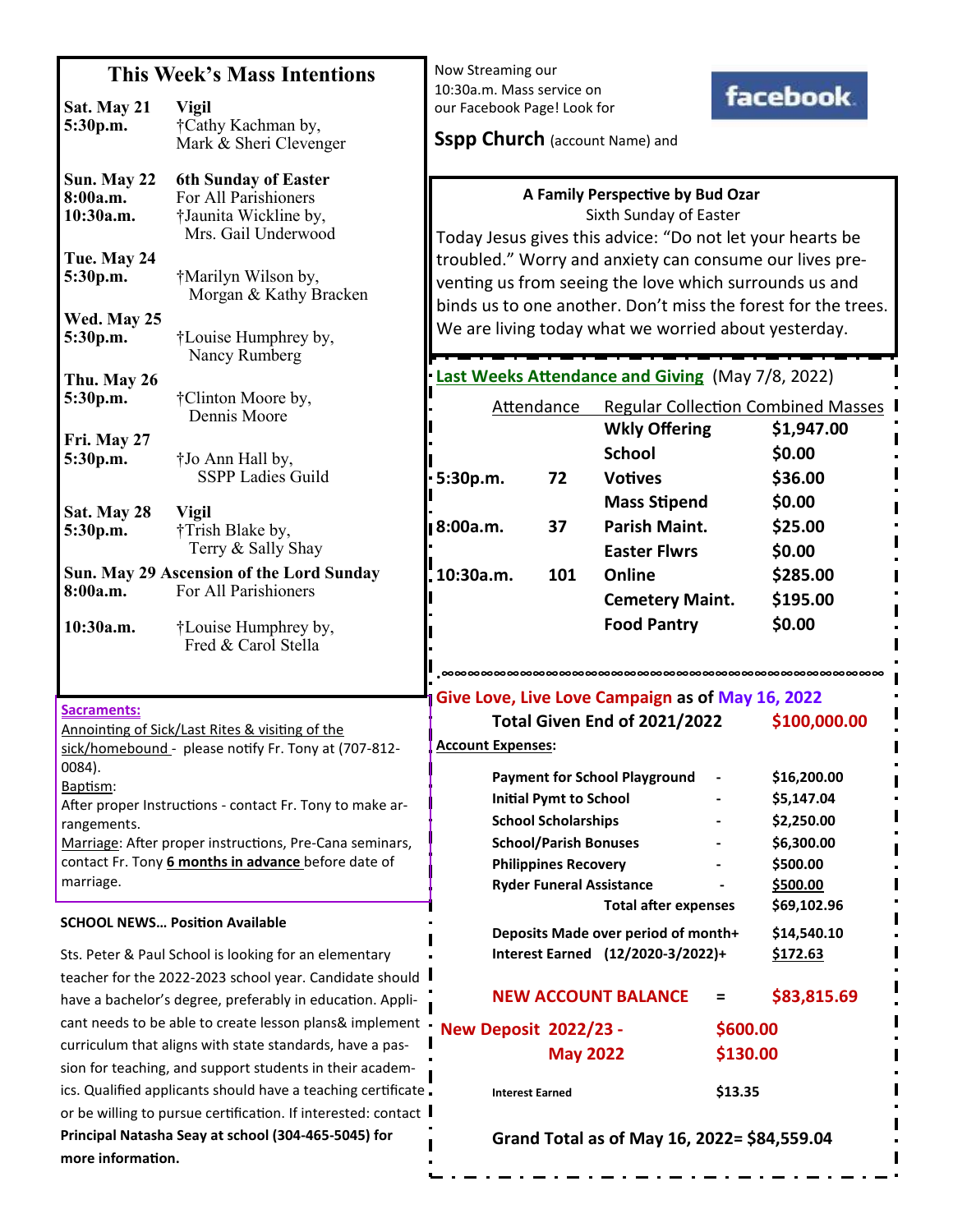## This Week's Mass Intentions

| | | |
|---|---|---|
| **Sat. May 21** | **5:30p.m.** | **Vigil** †Cathy Kachman by, Mark & Sheri Clevenger |
| **Sun. May 22** | | **6th Sunday of Easter** |
| | **8:00a.m.** | For All Parishioners |
| | **10:30a.m.** | †Jaunita Wickline by, Mrs. Gail Underwood |
| **Tue. May 24** | **5:30p.m.** | †Marilyn Wilson by, Morgan & Kathy Bracken |
| **Wed. May 25** | **5:30p.m.** | †Louise Humphrey by, Nancy Rumberg |
| **Thu. May 26** | **5:30p.m.** | †Clinton Moore by, Dennis Moore |
| **Fri. May 27** | **5:30p.m.** | †Jo Ann Hall by, SSPP Ladies Guild |
| **Sat. May 28** | **5:30p.m.** | **Vigil** †Trish Blake by, Terry & Sally Shay |
| **Sun. May 29** | | **Ascension of the Lord Sunday** |
| | **8:00a.m.** | For All Parishioners |
| | **10:30a.m.** | †Louise Humphrey by, Fred & Carol Stella |

**Sacraments:**

Annointing of Sick/Last Rites & visiting of the sick/homebound - please notify Fr. Tony at (707-812-0084).

Baptism: After proper Instructions - contact Fr. Tony to make arrangements.

Marriage: After proper instructions, Pre-Cana seminars, contact Fr. Tony **6 months in advance** before date of marriage.

**SCHOOL NEWS… Position Available**

Sts. Peter & Paul School is looking for an elementary teacher for the 2022-2023 school year. Candidate should have a bachelor's degree, preferably in education. Applicant needs to be able to create lesson plans& implement curriculum that aligns with state standards, have a passion for teaching, and support students in their academics. Qualified applicants should have a teaching certificate or be willing to pursue certification. If interested: contact **Principal Natasha Seay at school (304-465-5045) for more information.**

Now Streaming our 10:30a.m. Mass service on our Facebook Page! Look for

**Sspp Church** (account Name) and

facebook

**A Family Perspective by Bud Ozar**

Sixth Sunday of Easter

Today Jesus gives this advice: "Do not let your hearts be troubled." Worry and anxiety can consume our lives preventing us from seeing the love which surrounds us and binds us to one another. Don't miss the forest for the trees. We are living today what we worried about yesterday.

**Last Weeks Attendance and Giving** (May 7/8, 2022)

| Attendance | | Regular Collection Combined Masses | |
|---|---|---|---|
| | | **Wkly Offering** | **$1,947.00** |
| | | **School** | **$0.00** |
| **5:30p.m.** | **72** | **Votives** | **$36.00** |
| | | **Mass Stipend** | **$0.00** |
| **8:00a.m.** | **37** | **Parish Maint.** | **$25.00** |
| | | **Easter Flwrs** | **$0.00** |
| **10:30a.m.** | **101** | **Online** | **$285.00** |
| | | **Cemetery Maint.** | **$195.00** |
| | | **Food Pantry** | **$0.00** |

**Give Love, Live Love Campaign as of May 16, 2022**

| | |
|---|---|
| **Total Given End of 2021/2022** | **$100,000.00** |
| **Account Expenses:** | |
| **Payment for School Playground** - | **$16,200.00** |
| **Initial Pymt to School** - | **$5,147.04** |
| **School Scholarships** - | **$2,250.00** |
| **School/Parish Bonuses** - | **$6,300.00** |
| **Philippines Recovery** - | **$500.00** |
| **Ryder Funeral Assistance** - | **$500.00** |
| **Total after expenses** | **$69,102.96** |
| **Deposits Made over period of month+** | **$14,540.10** |
| **Interest Earned (12/2020-3/2022)+** | **$172.63** |
| **NEW ACCOUNT BALANCE =** | **$83,815.69** |
| **New Deposit 2022/23 -** | **$600.00** |
| **May 2022** | **$130.00** |
| **Interest Earned** | **$13.35** |

**Grand Total as of May 16, 2022= $84,559.04**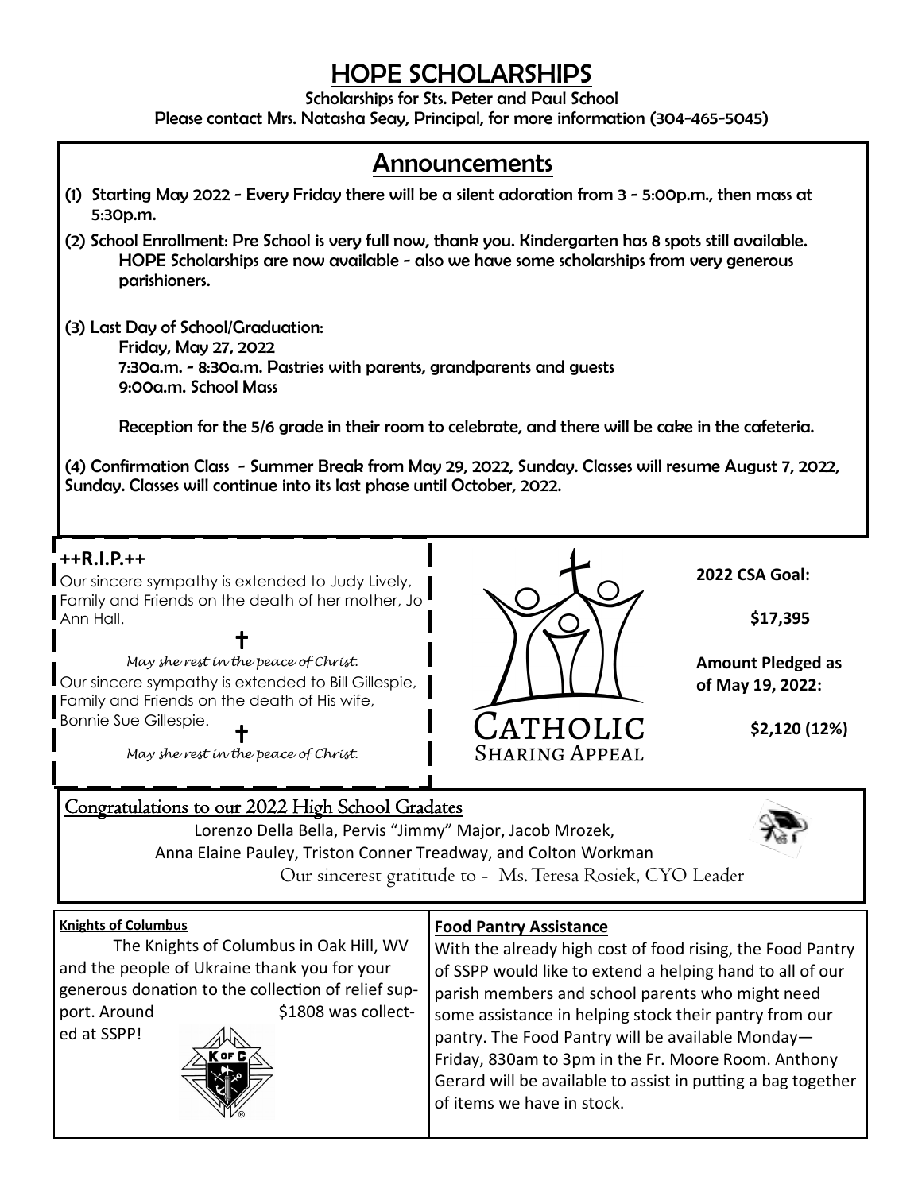# HOPE SCHOLARSHIPS

Scholarships for Sts. Peter and Paul School

Please contact Mrs. Natasha Seay, Principal, for more information (304-465-5045)

## Announcements

(1) Starting May 2022 - Every Friday there will be a silent adoration from 3 - 5:00p.m., then mass at 5:30p.m.

(2) School Enrollment: Pre School is very full now, thank you. Kindergarten has 8 spots still available. HOPE Scholarships are now available - also we have some scholarships from very generous parishioners.

(3) Last Day of School/Graduation:
Friday, May 27, 2022
7:30a.m. - 8:30a.m. Pastries with parents, grandparents and guests
9:00a.m. School Mass

Reception for the 5/6 grade in their room to celebrate, and there will be cake in the cafeteria.

(4) Confirmation Class - Summer Break from May 29, 2022, Sunday. Classes will resume August 7, 2022, Sunday. Classes will continue into its last phase until October, 2022.

**++R.I.P.++**

Our sincere sympathy is extended to Judy Lively, Family and Friends on the death of her mother, Jo Ann Hall.

✝

*May she rest in the peace of Christ.*

Our sincere sympathy is extended to Bill Gillespie, Family and Friends on the death of His wife, Bonnie Sue Gillespie.

✝

*May she rest in the peace of Christ.*

CATHOLIC SHARING APPEAL

**2022 CSA Goal:**

**$17,395**

**Amount Pledged as of May 19, 2022:**

**$2,120 (12%)**

Congratulations to our 2022 High School Gradates

Lorenzo Della Bella, Pervis "Jimmy" Major, Jacob Mrozek, Anna Elaine Pauley, Triston Conner Treadway, and Colton Workman

Our sincerest gratitude to - Ms. Teresa Rosiek, CYO Leader

**Knights of Columbus**

The Knights of Columbus in Oak Hill, WV and the people of Ukraine thank you for your generous donation to the collection of relief support. Around $1808 was collected at SSPP!

**Food Pantry Assistance**

With the already high cost of food rising, the Food Pantry of SSPP would like to extend a helping hand to all of our parish members and school parents who might need some assistance in helping stock their pantry from our pantry. The Food Pantry will be available Monday—Friday, 830am to 3pm in the Fr. Moore Room. Anthony Gerard will be available to assist in putting a bag together of items we have in stock.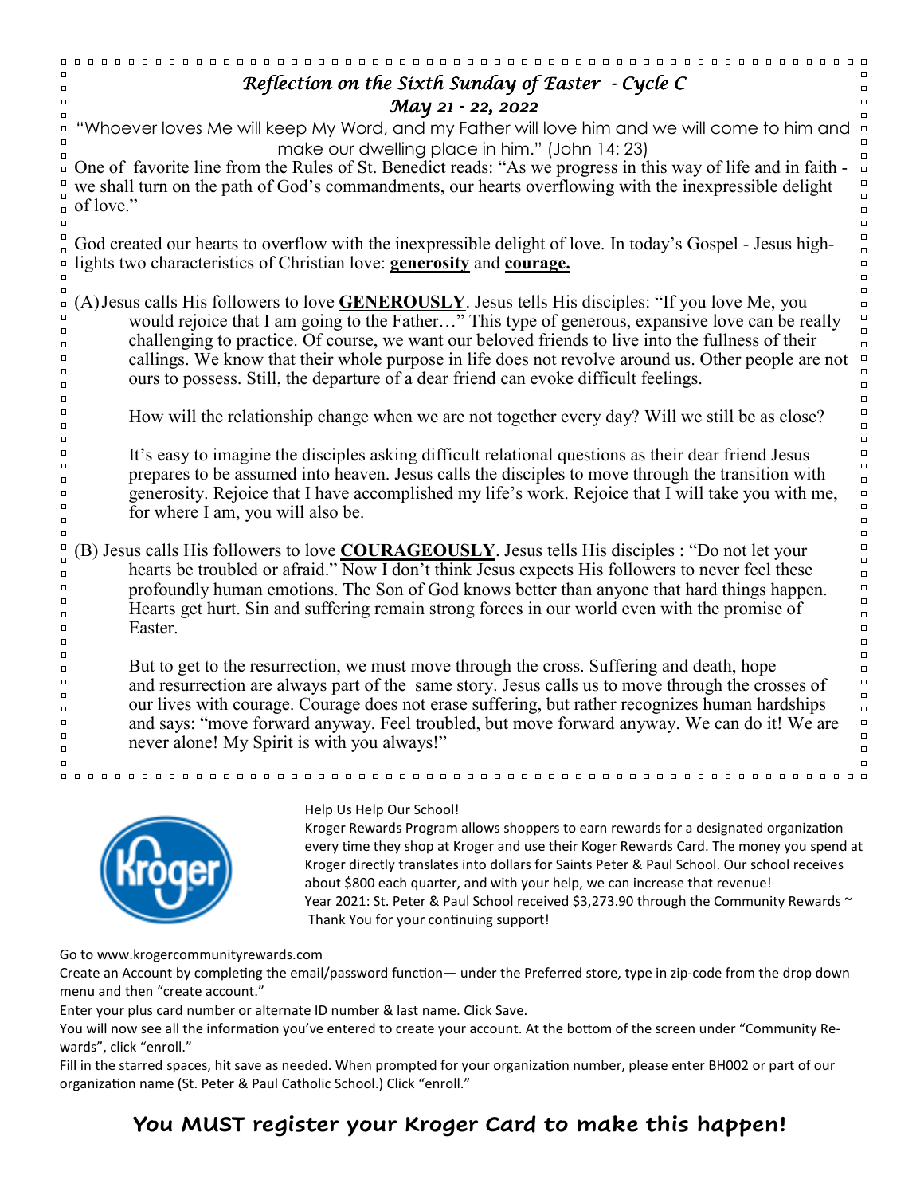## *Reflection on the Sixth Sunday of Easter - Cycle C*

### *May 21 - 22, 2022*

"Whoever loves Me will keep My Word, and my Father will love him and we will come to him and make our dwelling place in him." (John 14: 23)

One of favorite line from the Rules of St. Benedict reads: "As we progress in this way of life and in faith - we shall turn on the path of God's commandments, our hearts overflowing with the inexpressible delight of love."

God created our hearts to overflow with the inexpressible delight of love. In today's Gospel - Jesus highlights two characteristics of Christian love: **generosity** and **courage.**

(A) Jesus calls His followers to love **GENEROUSLY**. Jesus tells His disciples: "If you love Me, you would rejoice that I am going to the Father…" This type of generous, expansive love can be really challenging to practice. Of course, we want our beloved friends to live into the fullness of their callings. We know that their whole purpose in life does not revolve around us. Other people are not ours to possess. Still, the departure of a dear friend can evoke difficult feelings.

How will the relationship change when we are not together every day? Will we still be as close?

It's easy to imagine the disciples asking difficult relational questions as their dear friend Jesus prepares to be assumed into heaven. Jesus calls the disciples to move through the transition with generosity. Rejoice that I have accomplished my life's work. Rejoice that I will take you with me, for where I am, you will also be.

(B) Jesus calls His followers to love **COURAGEOUSLY**. Jesus tells His disciples : "Do not let your hearts be troubled or afraid." Now I don't think Jesus expects His followers to never feel these profoundly human emotions. The Son of God knows better than anyone that hard things happen. Hearts get hurt. Sin and suffering remain strong forces in our world even with the promise of Easter.

But to get to the resurrection, we must move through the cross. Suffering and death, hope and resurrection are always part of the same story. Jesus calls us to move through the crosses of our lives with courage. Courage does not erase suffering, but rather recognizes human hardships and says: "move forward anyway. Feel troubled, but move forward anyway. We can do it! We are never alone! My Spirit is with you always!"

---

Help Us Help Our School!

Kroger Rewards Program allows shoppers to earn rewards for a designated organization every time they shop at Kroger and use their Koger Rewards Card. The money you spend at Kroger directly translates into dollars for Saints Peter & Paul School. Our school receives about $800 each quarter, and with your help, we can increase that revenue!

Year 2021: St. Peter & Paul School received $3,273.90 through the Community Rewards ~ Thank You for your continuing support!

Go to www.krogercommunityrewards.com

Create an Account by completing the email/password function— under the Preferred store, type in zip-code from the drop down menu and then "create account."

Enter your plus card number or alternate ID number & last name. Click Save.

You will now see all the information you've entered to create your account. At the bottom of the screen under "Community Rewards", click "enroll."

Fill in the starred spaces, hit save as needed. When prompted for your organization number, please enter BH002 or part of our organization name (St. Peter & Paul Catholic School.) Click "enroll."

## **You MUST register your Kroger Card to make this happen!**